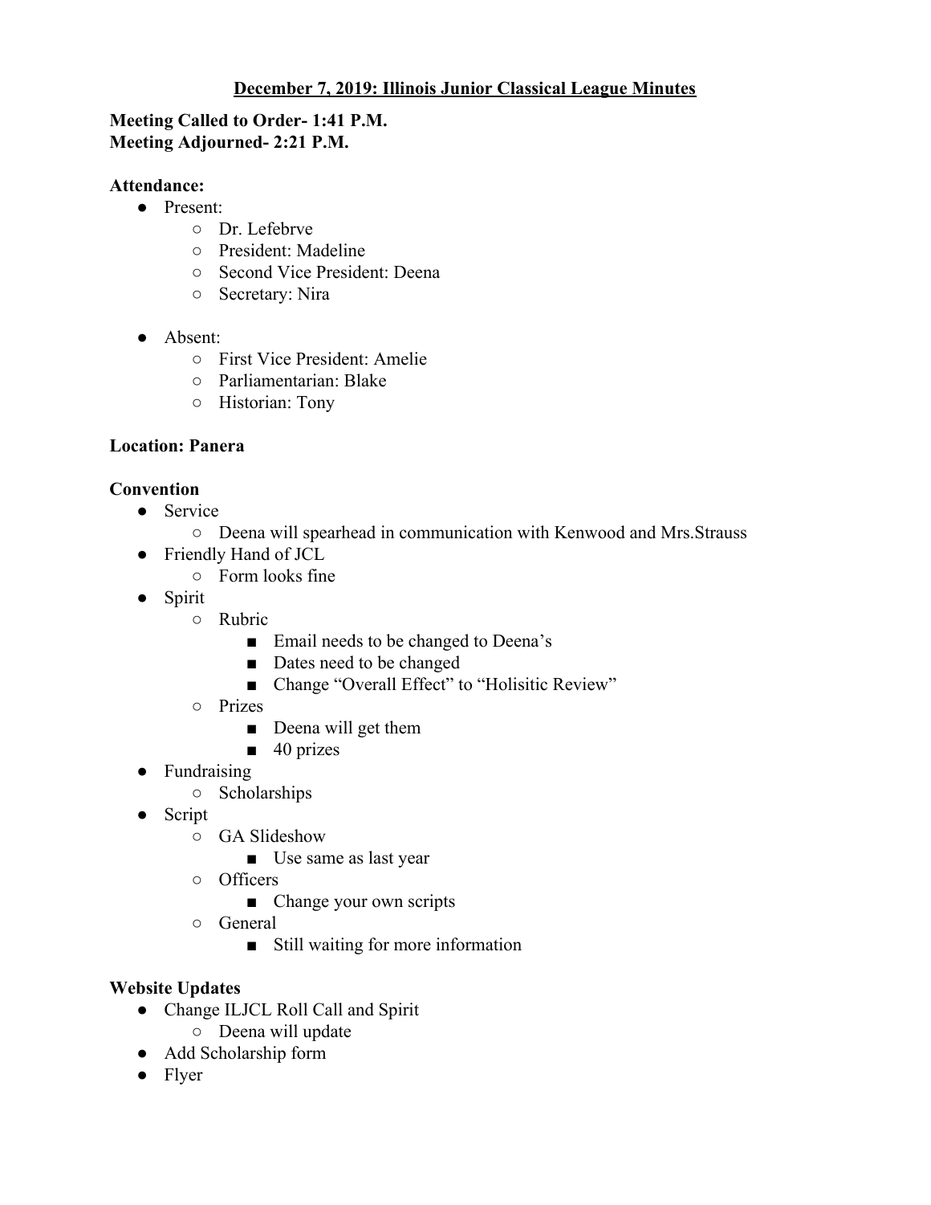# December 7, 2019: Illinois Junior Classical League Minutes

**Meeting Called to Order- 1:41 P.M.**
**Meeting Adjourned- 2:21 P.M.**

**Attendance:**

- Present:
  - Dr. Lefebrve
  - President: Madeline
  - Second Vice President: Deena
  - Secretary: Nira

- Absent:
  - First Vice President: Amelie
  - Parliamentarian: Blake
  - Historian: Tony

**Location: Panera**

**Convention**

- Service
  - Deena will spearhead in communication with Kenwood and Mrs.Strauss
- Friendly Hand of JCL
  - Form looks fine
- Spirit
  - Rubric
    - Email needs to be changed to Deena's
    - Dates need to be changed
    - Change "Overall Effect" to "Holisitic Review"
  - Prizes
    - Deena will get them
    - 40 prizes
- Fundraising
  - Scholarships
- Script
  - GA Slideshow
    - Use same as last year
  - Officers
    - Change your own scripts
  - General
    - Still waiting for more information

**Website Updates**

- Change ILJCL Roll Call and Spirit
  - Deena will update
- Add Scholarship form
- Flyer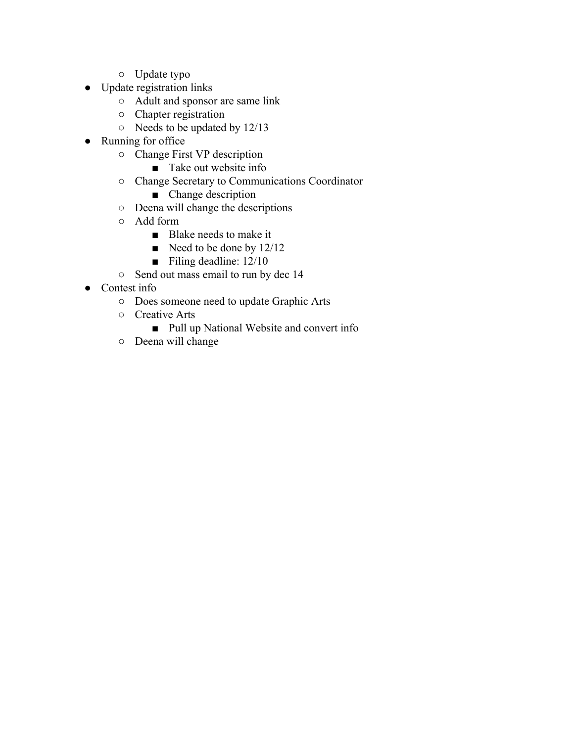- Update typo
- Update registration links
  - Adult and sponsor are same link
  - Chapter registration
  - Needs to be updated by 12/13
- Running for office
  - Change First VP description
    - Take out website info
  - Change Secretary to Communications Coordinator
    - Change description
  - Deena will change the descriptions
  - Add form
    - Blake needs to make it
    - Need to be done by 12/12
    - Filing deadline: 12/10
  - Send out mass email to run by dec 14
- Contest info
  - Does someone need to update Graphic Arts
  - Creative Arts
    - Pull up National Website and convert info
  - Deena will change